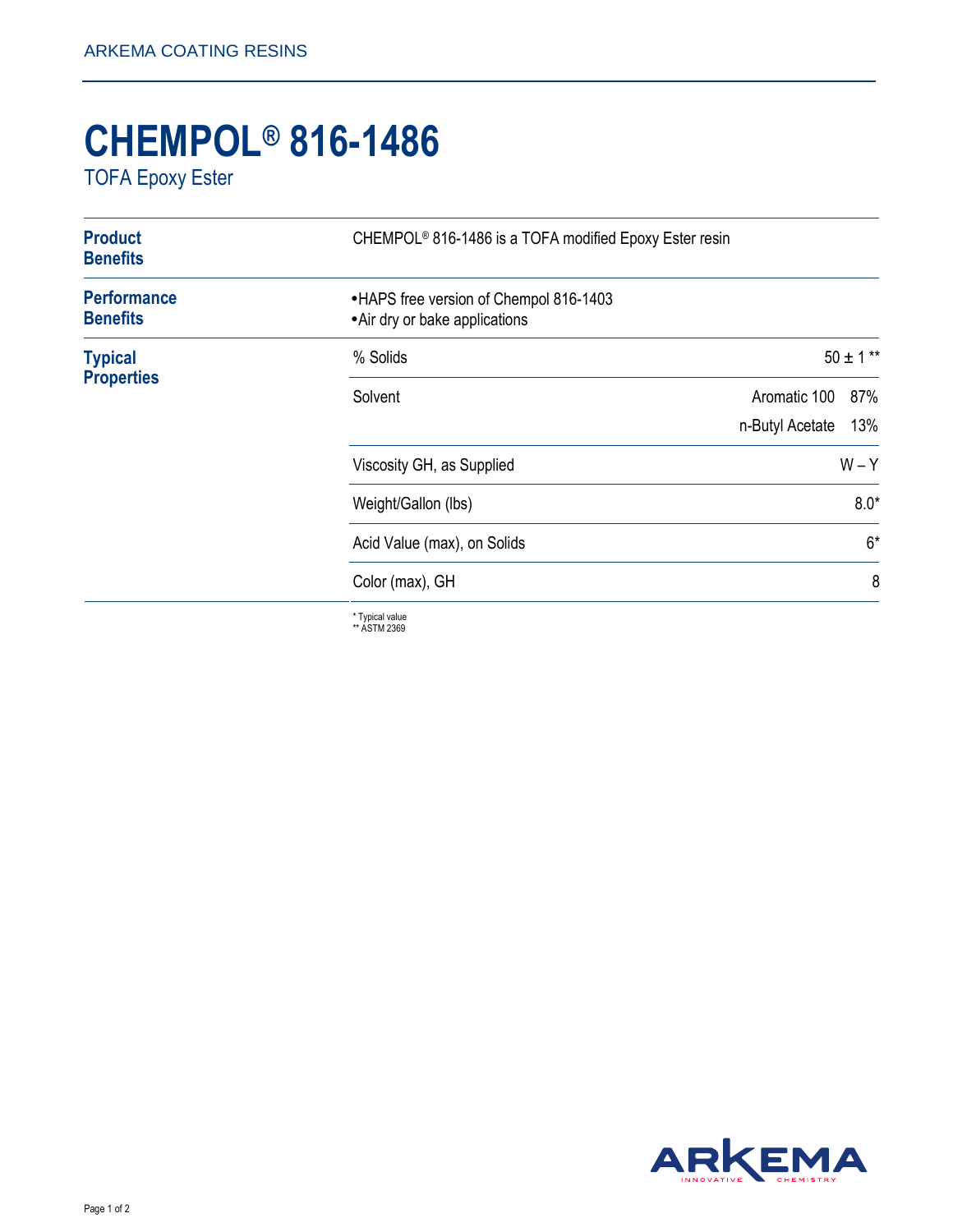# CHEMPOL® 816-1486

TOFA Epoxy Ester

## Product Benefits

CHEMPOL® 816-1486 is a TOFA modified Epoxy Ester resin

## Performance Benefits

- HAPS free version of Chempol 816-1403
- Air dry or bake applications

## Typical Properties

| Property | Value |
|---|---|
| % Solids | 50 ± 1 ** |
| Solvent | Aromatic 100 87%<br>n-Butyl Acetate 13% |
| Viscosity GH, as Supplied | W – Y |
| Weight/Gallon (lbs) | 8.0* |
| Acid Value (max), on Solids | 6* |
| Color (max), GH | 8 |

\* Typical value
\*\* ASTM 2369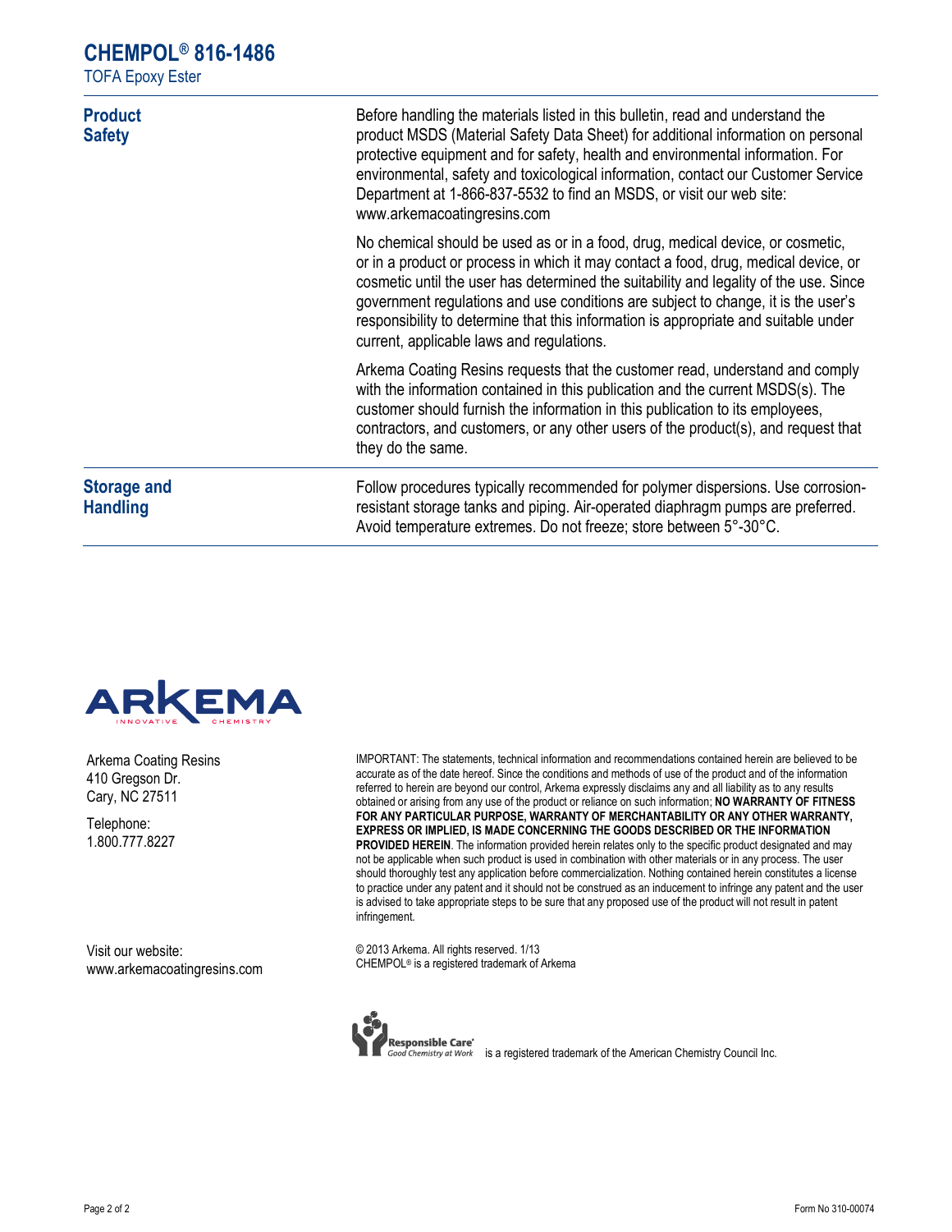# CHEMPOL® 816-1486

TOFA Epoxy Ester

## Product Safety

Before handling the materials listed in this bulletin, read and understand the product MSDS (Material Safety Data Sheet) for additional information on personal protective equipment and for safety, health and environmental information. For environmental, safety and toxicological information, contact our Customer Service Department at 1-866-837-5532 to find an MSDS, or visit our web site: www.arkemacoatingresins.com

No chemical should be used as or in a food, drug, medical device, or cosmetic, or in a product or process in which it may contact a food, drug, medical device, or cosmetic until the user has determined the suitability and legality of the use. Since government regulations and use conditions are subject to change, it is the user's responsibility to determine that this information is appropriate and suitable under current, applicable laws and regulations.

Arkema Coating Resins requests that the customer read, understand and comply with the information contained in this publication and the current MSDS(s). The customer should furnish the information in this publication to its employees, contractors, and customers, or any other users of the product(s), and request that they do the same.

## Storage and Handling

Follow procedures typically recommended for polymer dispersions. Use corrosion-resistant storage tanks and piping. Air-operated diaphragm pumps are preferred. Avoid temperature extremes. Do not freeze; store between 5°-30°C.

ARKEMA
INNOVATIVE CHEMISTRY

Arkema Coating Resins
410 Gregson Dr.
Cary, NC 27511

Telephone:
1.800.777.8227

Visit our website:
www.arkemacoatingresins.com

IMPORTANT: The statements, technical information and recommendations contained herein are believed to be accurate as of the date hereof. Since the conditions and methods of use of the product and of the information referred to herein are beyond our control, Arkema expressly disclaims any and all liability as to any results obtained or arising from any use of the product or reliance on such information; **NO WARRANTY OF FITNESS FOR ANY PARTICULAR PURPOSE, WARRANTY OF MERCHANTABILITY OR ANY OTHER WARRANTY, EXPRESS OR IMPLIED, IS MADE CONCERNING THE GOODS DESCRIBED OR THE INFORMATION PROVIDED HEREIN**. The information provided herein relates only to the specific product designated and may not be applicable when such product is used in combination with other materials or in any process. The user should thoroughly test any application before commercialization. Nothing contained herein constitutes a license to practice under any patent and it should not be construed as an inducement to infringe any patent and the user is advised to take appropriate steps to be sure that any proposed use of the product will not result in patent infringement.

© 2013 Arkema. All rights reserved. 1/13
CHEMPOL® is a registered trademark of Arkema

Responsible Care® Good Chemistry at Work is a registered trademark of the American Chemistry Council Inc.

Form No 310-00074